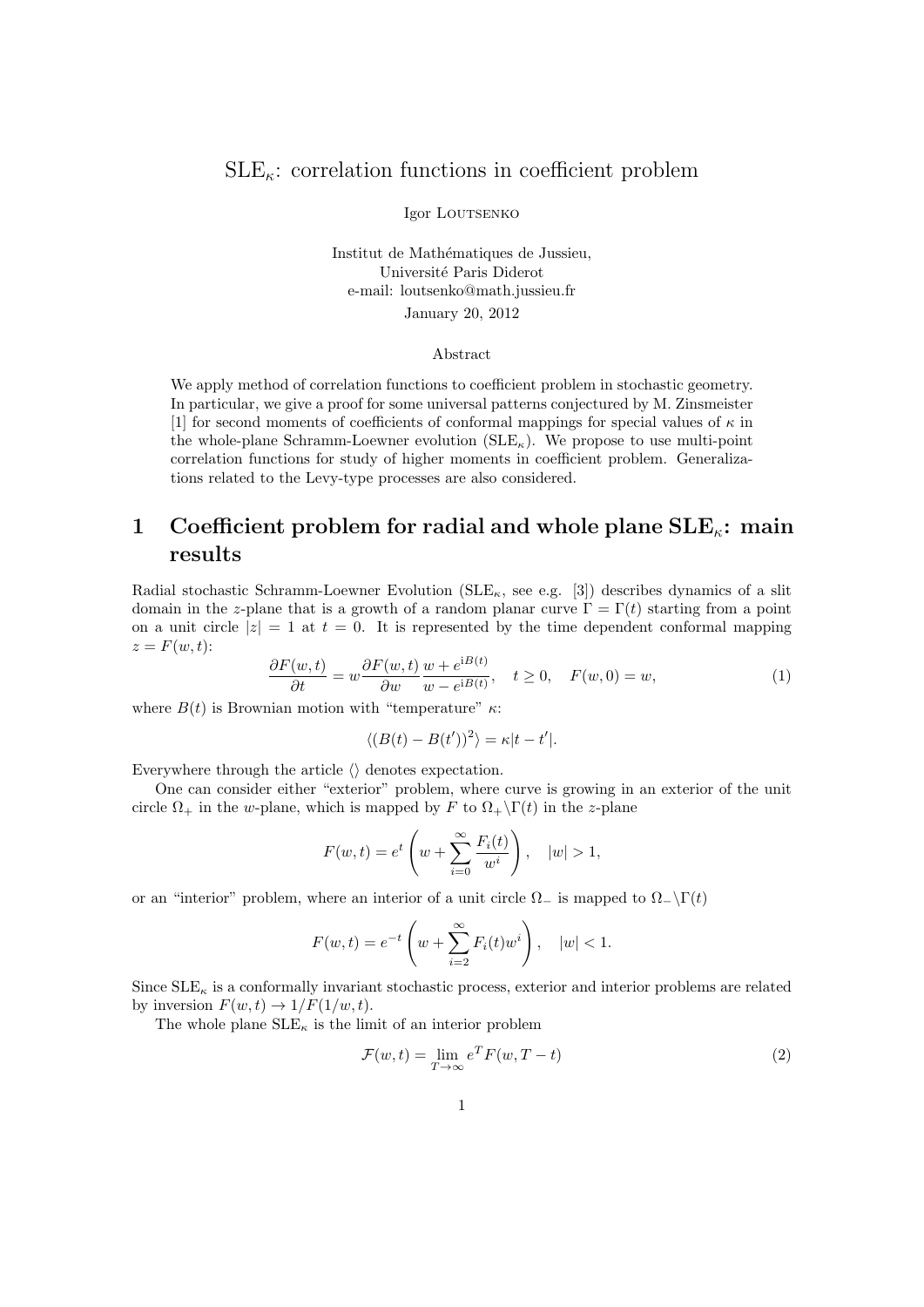# SLE$_\kappa$: correlation functions in coefficient problem

Igor Loutsenko

Institut de Mathématiques de Jussieu,
Université Paris Diderot
e-mail: loutsenko@math.jussieu.fr

January 20, 2012

### Abstract

We apply method of correlation functions to coefficient problem in stochastic geometry. In particular, we give a proof for some universal patterns conjectured by M. Zinsmeister [1] for second moments of coefficients of conformal mappings for special values of $\kappa$ in the whole-plane Schramm-Loewner evolution (SLE$_\kappa$). We propose to use multi-point correlation functions for study of higher moments in coefficient problem. Generalizations related to the Levy-type processes are also considered.

## 1 Coefficient problem for radial and whole plane SLE$_\kappa$: main results

Radial stochastic Schramm-Loewner Evolution (SLE$_\kappa$, see e.g. [3]) describes dynamics of a slit domain in the $z$-plane that is a growth of a random planar curve $\Gamma = \Gamma(t)$ starting from a point on a unit circle $|z| = 1$ at $t = 0$. It is represented by the time dependent conformal mapping $z = F(w, t)$:

$$\frac{\partial F(w,t)}{\partial t} = w\frac{\partial F(w,t)}{\partial w}\frac{w + e^{iB(t)}}{w - e^{iB(t)}}, \quad t \geq 0, \quad F(w,0) = w, \tag{1}$$

where $B(t)$ is Brownian motion with "temperature" $\kappa$:

$$\langle (B(t) - B(t'))^2 \rangle = \kappa |t - t'|.$$

Everywhere through the article $\langle\rangle$ denotes expectation.

One can consider either "exterior" problem, where curve is growing in an exterior of the unit circle $\Omega_+$ in the $w$-plane, which is mapped by $F$ to $\Omega_+ \backslash \Gamma(t)$ in the $z$-plane

$$F(w,t) = e^t \left( w + \sum_{i=0}^{\infty} \frac{F_i(t)}{w^i} \right), \quad |w| > 1,$$

or an "interior" problem, where an interior of a unit circle $\Omega_-$ is mapped to $\Omega_- \backslash \Gamma(t)$

$$F(w,t) = e^{-t} \left( w + \sum_{i=2}^{\infty} F_i(t) w^i \right), \quad |w| < 1.$$

Since SLE$_\kappa$ is a conformally invariant stochastic process, exterior and interior problems are related by inversion $F(w,t) \to 1/F(1/w,t)$.

The whole plane SLE$_\kappa$ is the limit of an interior problem

$$\mathcal{F}(w,t) = \lim_{T \to \infty} e^T F(w, T - t) \tag{2}$$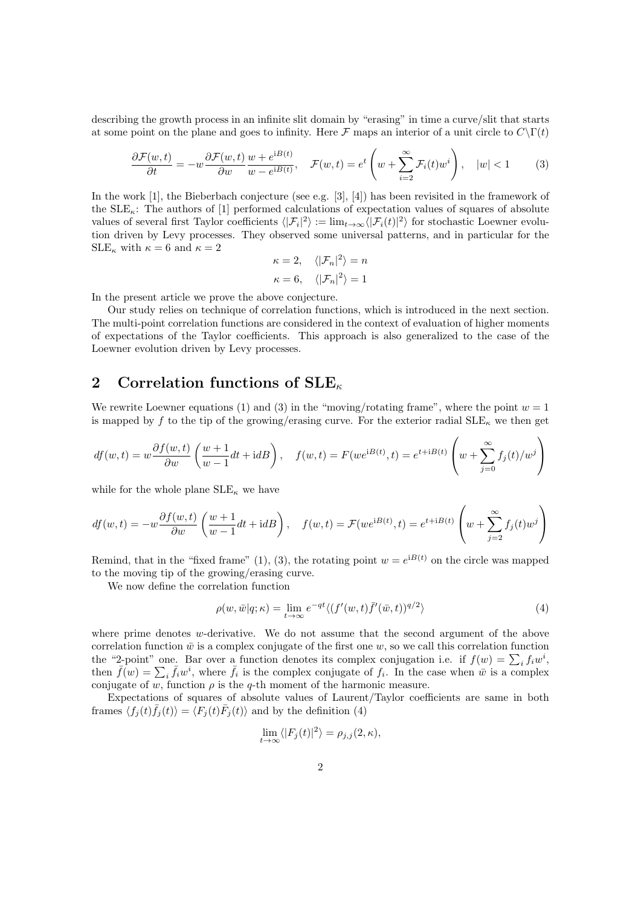describing the growth process in an infinite slit domain by "erasing" in time a curve/slit that starts at some point on the plane and goes to infinity. Here $\mathcal{F}$ maps an interior of a unit circle to $C\backslash\Gamma(t)$

$$\frac{\partial \mathcal{F}(w,t)}{\partial t} = -w\frac{\partial \mathcal{F}(w,t)}{\partial w}\frac{w+e^{\mathrm{i}B(t)}}{w-e^{\mathrm{i}B(t)}}, \quad \mathcal{F}(w,t) = e^t\left(w + \sum_{i=2}^{\infty}\mathcal{F}_i(t)w^i\right), \quad |w|<1 \tag{3}$$

In the work [1], the Bieberbach conjecture (see e.g. [3], [4]) has been revisited in the framework of the $\mathrm{SLE}_\kappa$: The authors of [1] performed calculations of expectation values of squares of absolute values of several first Taylor coefficients $\langle|\mathcal{F}_i|^2\rangle := \lim_{t\to\infty}\langle|\mathcal{F}_i(t)|^2\rangle$ for stochastic Loewner evolution driven by Levy processes. They observed some universal patterns, and in particular for the $\mathrm{SLE}_\kappa$ with $\kappa = 6$ and $\kappa = 2$

$$\kappa = 2, \quad \langle|\mathcal{F}_n|^2\rangle = n$$

$$\kappa = 6, \quad \langle|\mathcal{F}_n|^2\rangle = 1$$

In the present article we prove the above conjecture.

Our study relies on technique of correlation functions, which is introduced in the next section. The multi-point correlation functions are considered in the context of evaluation of higher moments of expectations of the Taylor coefficients. This approach is also generalized to the case of the Loewner evolution driven by Levy processes.

## 2 Correlation functions of $\mathrm{SLE}_\kappa$

We rewrite Loewner equations (1) and (3) in the "moving/rotating frame", where the point $w=1$ is mapped by $f$ to the tip of the growing/erasing curve. For the exterior radial $\mathrm{SLE}_\kappa$ we then get

$$df(w,t) = w\frac{\partial f(w,t)}{\partial w}\left(\frac{w+1}{w-1}dt + \mathrm{i}dB\right), \quad f(w,t) = F(we^{\mathrm{i}B(t)},t) = e^{t+\mathrm{i}B(t)}\left(w + \sum_{j=0}^{\infty} f_j(t)/w^j\right)$$

while for the whole plane $\mathrm{SLE}_\kappa$ we have

$$df(w,t) = -w\frac{\partial f(w,t)}{\partial w}\left(\frac{w+1}{w-1}dt + \mathrm{i}dB\right), \quad f(w,t) = \mathcal{F}(we^{\mathrm{i}B(t)},t) = e^{t+\mathrm{i}B(t)}\left(w + \sum_{j=2}^{\infty} f_j(t)w^j\right)$$

Remind, that in the "fixed frame" (1), (3), the rotating point $w = e^{\mathrm{i}B(t)}$ on the circle was mapped to the moving tip of the growing/erasing curve.

We now define the correlation function

$$\rho(w,\bar{w}|q;\kappa) = \lim_{t\to\infty} e^{-qt}\langle(f'(w,t)\bar{f}'(\bar{w},t))^{q/2}\rangle \tag{4}$$

where prime denotes $w$-derivative. We do not assume that the second argument of the above correlation function $\bar{w}$ is a complex conjugate of the first one $w$, so we call this correlation function the "2-point" one. Bar over a function denotes its complex conjugation i.e. if $f(w) = \sum_i f_i w^i$, then $\bar{f}(w) = \sum_i \bar{f}_i w^i$, where $\bar{f}_i$ is the complex conjugate of $f_i$. In the case when $\bar{w}$ is a complex conjugate of $w$, function $\rho$ is the $q$-th moment of the harmonic measure.

Expectations of squares of absolute values of Laurent/Taylor coefficients are same in both frames $\langle f_j(t)\bar{f}_j(t)\rangle = \langle F_j(t)\bar{F}_j(t)\rangle$ and by the definition (4)

$$\lim_{t\to\infty}\langle|F_j(t)|^2\rangle = \rho_{j,j}(2,\kappa),$$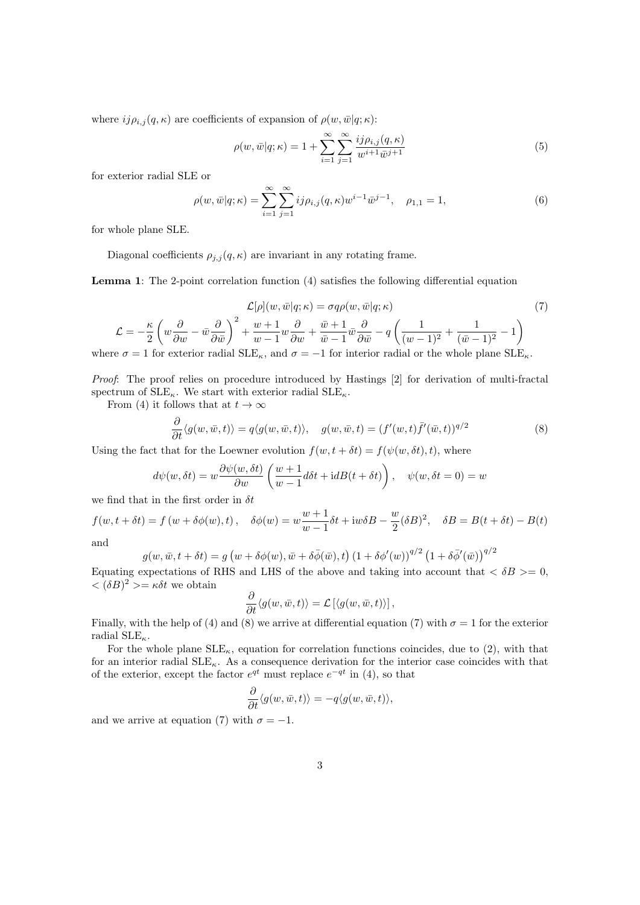where $ij\rho_{i,j}(q,\kappa)$ are coefficients of expansion of $\rho(w,\bar{w}|q;\kappa)$:

$$\rho(w,\bar{w}|q;\kappa) = 1 + \sum_{i=1}^{\infty}\sum_{j=1}^{\infty} \frac{ij\rho_{i,j}(q,\kappa)}{w^{i+1}\bar{w}^{j+1}} \tag{5}$$

for exterior radial SLE or

$$\rho(w,\bar{w}|q;\kappa) = \sum_{i=1}^{\infty}\sum_{j=1}^{\infty} ij\rho_{i,j}(q,\kappa) w^{i-1}\bar{w}^{j-1}, \quad \rho_{1,1} = 1, \tag{6}$$

for whole plane SLE.

Diagonal coefficients $\rho_{j,j}(q,\kappa)$ are invariant in any rotating frame.

**Lemma 1**: The 2-point correlation function (4) satisfies the following differential equation

$$\mathcal{L}[\rho](w,\bar{w}|q;\kappa) = \sigma q \rho(w,\bar{w}|q;\kappa) \tag{7}$$

$$\mathcal{L} = -\frac{\kappa}{2}\left(w\frac{\partial}{\partial w} - \bar{w}\frac{\partial}{\partial \bar{w}}\right)^2 + \frac{w+1}{w-1}w\frac{\partial}{\partial w} + \frac{\bar{w}+1}{\bar{w}-1}\bar{w}\frac{\partial}{\partial \bar{w}} - q\left(\frac{1}{(w-1)^2} + \frac{1}{(\bar{w}-1)^2} - 1\right)$$

where $\sigma = 1$ for exterior radial $\mathrm{SLE}_\kappa$, and $\sigma = -1$ for interior radial or the whole plane $\mathrm{SLE}_\kappa$.

*Proof*: The proof relies on procedure introduced by Hastings [2] for derivation of multi-fractal spectrum of $\mathrm{SLE}_\kappa$. We start with exterior radial $\mathrm{SLE}_\kappa$.

From (4) it follows that at $t \to \infty$

$$\frac{\partial}{\partial t}\langle g(w,\bar{w},t)\rangle = q\langle g(w,\bar{w},t)\rangle, \quad g(w,\bar{w},t) = (f'(w,t)\bar{f}'(\bar{w},t))^{q/2} \tag{8}$$

Using the fact that for the Loewner evolution $f(w,t+\delta t) = f(\psi(w,\delta t),t)$, where

$$d\psi(w,\delta t) = w\frac{\partial \psi(w,\delta t)}{\partial w}\left(\frac{w+1}{w-1}d\delta t + \mathrm{i}dB(t+\delta t)\right), \quad \psi(w,\delta t = 0) = w$$

we find that in the first order in $\delta t$

$$f(w,t+\delta t) = f\left(w + \delta\phi(w), t\right), \quad \delta\phi(w) = w\frac{w+1}{w-1}\delta t + \mathrm{i}w\delta B - \frac{w}{2}(\delta B)^2, \quad \delta B = B(t+\delta t) - B(t)$$

and

$$g(w,\bar{w},t+\delta t) = g\left(w + \delta\phi(w), \bar{w} + \delta\bar{\phi}(\bar{w}), t\right)\left(1 + \delta\phi'(w)\right)^{q/2}\left(1 + \delta\bar{\phi}'(\bar{w})\right)^{q/2}$$

Equating expectations of RHS and LHS of the above and taking into account that $<\delta B>= 0$, $<(\delta B)^2>= \kappa\delta t$ we obtain

$$\frac{\partial}{\partial t}\langle g(w,\bar{w},t)\rangle = \mathcal{L}\left[\langle g(w,\bar{w},t)\rangle\right],$$

Finally, with the help of (4) and (8) we arrive at differential equation (7) with $\sigma = 1$ for the exterior radial $\mathrm{SLE}_\kappa$.

For the whole plane $\mathrm{SLE}_\kappa$, equation for correlation functions coincides, due to (2), with that for an interior radial $\mathrm{SLE}_\kappa$. As a consequence derivation for the interior case coincides with that of the exterior, except the factor $e^{qt}$ must replace $e^{-qt}$ in (4), so that

$$\frac{\partial}{\partial t}\langle g(w,\bar{w},t)\rangle = -q\langle g(w,\bar{w},t)\rangle,$$

and we arrive at equation (7) with $\sigma = -1$.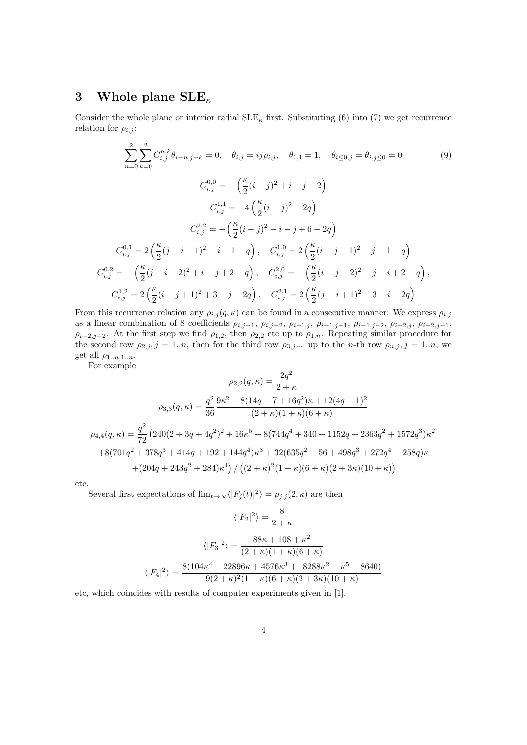## 3 Whole plane SLE$_\kappa$

Consider the whole plane or interior radial SLE$_\kappa$ first. Substituting (6) into (7) we get recurrence relation for $\rho_{i,j}$:

$$\sum_{n=0}^{2}\sum_{k=0}^{2} C_{i,j}^{n,k}\theta_{i-n,j-k} = 0, \quad \theta_{i,j} = ij\rho_{i,j}, \quad \theta_{1,1} = 1, \quad \theta_{i\leq 0,j} = \theta_{i,j\leq 0} = 0 \tag{9}$$

$$C_{i,j}^{0,0} = -\left(\frac{\kappa}{2}(i-j)^2 + i + j - 2\right)$$

$$C_{i,j}^{1,1} = -4\left(\frac{\kappa}{2}(i-j)^2 - 2q\right)$$

$$C_{i,j}^{2,2} = -\left(\frac{\kappa}{2}(i-j)^2 - i - j + 6 - 2q\right)$$

$$C_{i,j}^{0,1} = 2\left(\frac{\kappa}{2}(j-i-1)^2 + i - 1 - q\right), \quad C_{i,j}^{1,0} = 2\left(\frac{\kappa}{2}(i-j-1)^2 + j - 1 - q\right)$$

$$C_{i,j}^{0,2} = -\left(\frac{\kappa}{2}(j-i-2)^2 + i - j + 2 - q\right), \quad C_{i,j}^{2,0} = -\left(\frac{\kappa}{2}(i-j-2)^2 + j - i + 2 - q\right),$$

$$C_{i,j}^{1,2} = 2\left(\frac{\kappa}{2}(i-j+1)^2 + 3 - j - 2q\right), \quad C_{i,j}^{2,1} = 2\left(\frac{\kappa}{2}(j-i+1)^2 + 3 - i - 2q\right)$$

From this recurrence relation any $\rho_{i,j}(q,\kappa)$ can be found in a consecutive manner: We express $\rho_{i,j}$ as a linear combination of 8 coefficients $\rho_{i,j-1}$, $\rho_{i,j-2}$, $\rho_{i-1,j}$, $\rho_{i-1,j-1}$, $\rho_{i-1,j-2}$, $\rho_{i-2,j}$, $\rho_{i-2,j-1}$, $\rho_{i-2,j-2}$. At the first step we find $\rho_{1,2}$, then $\rho_{2,2}$ etc up to $\rho_{1,n}$. Repeating similar procedure for the second row $\rho_{2,j}, j = 1..n$, then for the third row $\rho_{3,j}$... up to the $n$-th row $\rho_{n,j}, j = 1..n$, we get all $\rho_{1..n,1..n}$.

For example

$$\rho_{2,2}(q,\kappa) = \frac{2q^2}{2+\kappa}$$

$$\rho_{3,3}(q,\kappa) = \frac{q^2}{36}\frac{9\kappa^2 + 8(14q + 7 + 16q^2)\kappa + 12(4q+1)^2}{(2+\kappa)(1+\kappa)(6+\kappa)}$$

$$\rho_{4,4}(q,\kappa) = \frac{q^2}{72}\big(240(2+3q+4q^2)^2 + 16\kappa^5 + 8(744q^4 + 340 + 1152q + 2363q^2 + 1572q^3)\kappa^2$$
$$+8(701q^2 + 378q^3 + 414q + 192 + 144q^4)\kappa^3 + 32(635q^2 + 56 + 498q^3 + 272q^4 + 258q)\kappa$$
$$+(204q + 243q^2 + 284)\kappa^4\big) \,/\, \big((2+\kappa)^2(1+\kappa)(6+\kappa)(2+3\kappa)(10+\kappa)\big)$$

etc.

Several first expectations of $\lim_{t\to\infty}\langle|F_j(t)|^2\rangle = \rho_{j,j}(2,\kappa)$ are then

$$\langle|F_2|^2\rangle = \frac{8}{2+\kappa}$$

$$\langle|F_3|^2\rangle = \frac{88\kappa + 108 + \kappa^2}{(2+\kappa)(1+\kappa)(6+\kappa)}$$

$$\langle|F_4|^2\rangle = \frac{8(104\kappa^4 + 22896\kappa + 4576\kappa^3 + 18288\kappa^2 + \kappa^5 + 8640)}{9(2+\kappa)^2(1+\kappa)(6+\kappa)(2+3\kappa)(10+\kappa)}$$

etc, which coincides with results of computer experiments given in [1].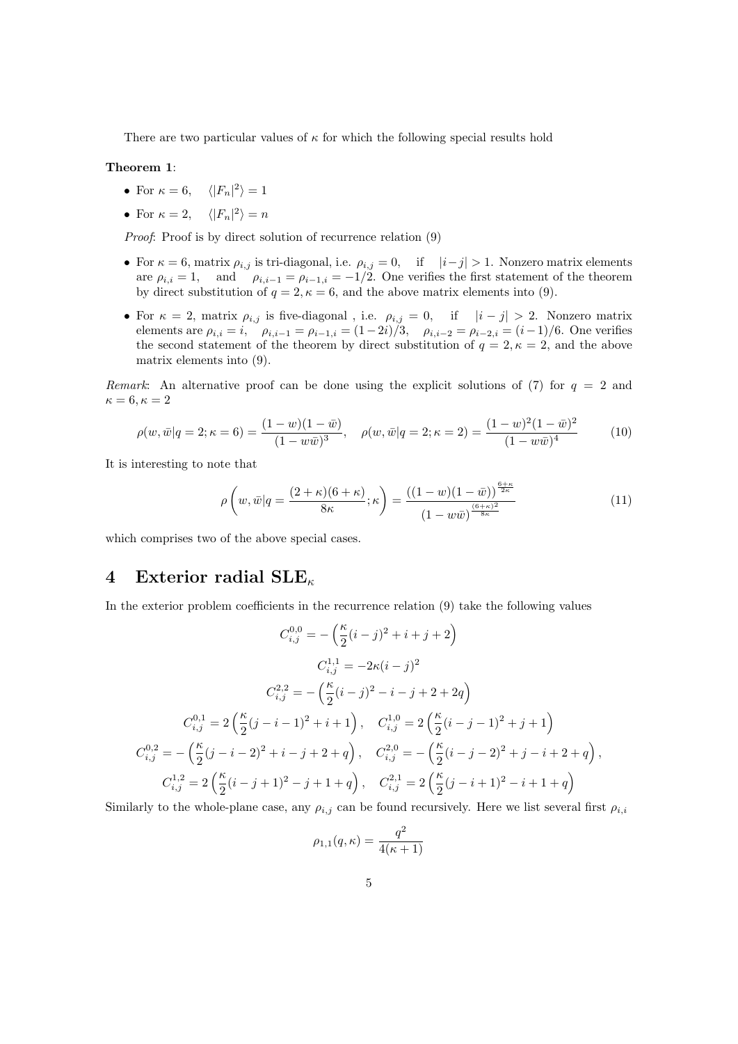There are two particular values of $\kappa$ for which the following special results hold

**Theorem 1**:

- For $\kappa = 6$, $\langle |F_n|^2 \rangle = 1$
- For $\kappa = 2$, $\langle |F_n|^2 \rangle = n$

*Proof*: Proof is by direct solution of recurrence relation (9)

- For $\kappa = 6$, matrix $\rho_{i,j}$ is tri-diagonal, i.e. $\rho_{i,j} = 0$, if $|i-j| > 1$. Nonzero matrix elements are $\rho_{i,i} = 1$, and $\rho_{i,i-1} = \rho_{i-1,i} = -1/2$. One verifies the first statement of the theorem by direct substitution of $q = 2, \kappa = 6$, and the above matrix elements into (9).
- For $\kappa = 2$, matrix $\rho_{i,j}$ is five-diagonal , i.e. $\rho_{i,j} = 0$, if $|i-j| > 2$. Nonzero matrix elements are $\rho_{i,i} = i$, $\rho_{i,i-1} = \rho_{i-1,i} = (1-2i)/3$, $\rho_{i,i-2} = \rho_{i-2,i} = (i-1)/6$. One verifies the second statement of the theorem by direct substitution of $q = 2, \kappa = 2$, and the above matrix elements into (9).

*Remark*: An alternative proof can be done using the explicit solutions of (7) for $q = 2$ and $\kappa = 6, \kappa = 2$

$$\rho(w, \bar{w}|q = 2; \kappa = 6) = \frac{(1-w)(1-\bar{w})}{(1-w\bar{w})^3}, \quad \rho(w, \bar{w}|q = 2; \kappa = 2) = \frac{(1-w)^2(1-\bar{w})^2}{(1-w\bar{w})^4} \tag{10}$$

It is interesting to note that

$$\rho\left(w, \bar{w}|q = \frac{(2+\kappa)(6+\kappa)}{8\kappa}; \kappa\right) = \frac{((1-w)(1-\bar{w}))^{\frac{6+\kappa}{2\kappa}}}{(1-w\bar{w})^{\frac{(6+\kappa)^2}{8\kappa}}} \tag{11}$$

which comprises two of the above special cases.

# 4 Exterior radial SLE$_\kappa$

In the exterior problem coefficients in the recurrence relation (9) take the following values

$$C^{0,0}_{i,j} = -\left(\frac{\kappa}{2}(i-j)^2 + i + j + 2\right)$$

$$C^{1,1}_{i,j} = -2\kappa(i-j)^2$$

$$C^{2,2}_{i,j} = -\left(\frac{\kappa}{2}(i-j)^2 - i - j + 2 + 2q\right)$$

$$C^{0,1}_{i,j} = 2\left(\frac{\kappa}{2}(j-i-1)^2 + i + 1\right), \quad C^{1,0}_{i,j} = 2\left(\frac{\kappa}{2}(i-j-1)^2 + j + 1\right)$$

$$C^{0,2}_{i,j} = -\left(\frac{\kappa}{2}(j-i-2)^2 + i - j + 2 + q\right), \quad C^{2,0}_{i,j} = -\left(\frac{\kappa}{2}(i-j-2)^2 + j - i + 2 + q\right),$$

$$C^{1,2}_{i,j} = 2\left(\frac{\kappa}{2}(i-j+1)^2 - j + 1 + q\right), \quad C^{2,1}_{i,j} = 2\left(\frac{\kappa}{2}(j-i+1)^2 - i + 1 + q\right)$$

Similarly to the whole-plane case, any $\rho_{i,j}$ can be found recursively. Here we list several first $\rho_{i,i}$

$$\rho_{1,1}(q, \kappa) = \frac{q^2}{4(\kappa+1)}$$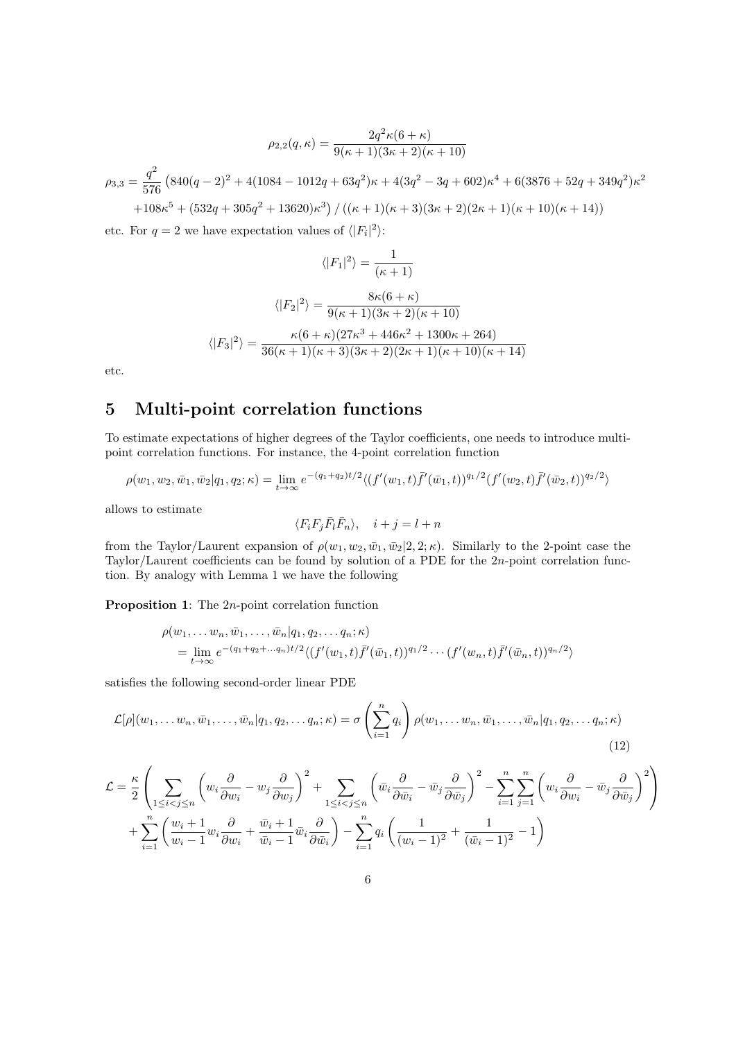$$\rho_{2,2}(q,\kappa) = \frac{2q^2\kappa(6+\kappa)}{9(\kappa+1)(3\kappa+2)(\kappa+10)}$$

$$\rho_{3,3} = \frac{q^2}{576}\left(840(q-2)^2 + 4(1084-1012q+63q^2)\kappa + 4(3q^2-3q+602)\kappa^4 + 6(3876+52q+349q^2)\kappa^2 + 108\kappa^5 + (532q+305q^2+13620)\kappa^3\right) / \left((\kappa+1)(\kappa+3)(3\kappa+2)(2\kappa+1)(\kappa+10)(\kappa+14)\right)$$

etc. For $q=2$ we have expectation values of $\langle |F_i|^2\rangle$:

$$\langle |F_1|^2\rangle = \frac{1}{(\kappa+1)}$$

$$\langle |F_2|^2\rangle = \frac{8\kappa(6+\kappa)}{9(\kappa+1)(3\kappa+2)(\kappa+10)}$$

$$\langle |F_3|^2\rangle = \frac{\kappa(6+\kappa)(27\kappa^3+446\kappa^2+1300\kappa+264)}{36(\kappa+1)(\kappa+3)(3\kappa+2)(2\kappa+1)(\kappa+10)(\kappa+14)}$$

etc.

## 5 Multi-point correlation functions

To estimate expectations of higher degrees of the Taylor coefficients, one needs to introduce multi-point correlation functions. For instance, the 4-point correlation function

$$\rho(w_1,w_2,\bar w_1,\bar w_2|q_1,q_2;\kappa) = \lim_{t\to\infty} e^{-(q_1+q_2)t/2}\langle (f'(w_1,t)\bar f'(\bar w_1,t))^{q_1/2}(f'(w_2,t)\bar f'(\bar w_2,t))^{q_2/2}\rangle$$

allows to estimate

$$\langle F_iF_j\bar F_l\bar F_n\rangle,\quad i+j=l+n$$

from the Taylor/Laurent expansion of $\rho(w_1,w_2,\bar w_1,\bar w_2|2,2;\kappa)$. Similarly to the 2-point case the Taylor/Laurent coefficients can be found by solution of a PDE for the $2n$-point correlation function. By analogy with Lemma 1 we have the following

**Proposition 1**: The $2n$-point correlation function

$$\begin{aligned}&\rho(w_1,\dots w_n,\bar w_1,\dots,\bar w_n|q_1,q_2,\dots q_n;\kappa)\\ &= \lim_{t\to\infty} e^{-(q_1+q_2+\dots q_n)t/2}\langle (f'(w_1,t)\bar f'(\bar w_1,t))^{q_1/2}\cdots(f'(w_n,t)\bar f'(\bar w_n,t))^{q_n/2}\rangle\end{aligned}$$

satisfies the following second-order linear PDE

$$\mathcal{L}[\rho](w_1,\dots w_n,\bar w_1,\dots,\bar w_n|q_1,q_2,\dots q_n;\kappa) = \sigma\left(\sum_{i=1}^n q_i\right)\rho(w_1,\dots w_n,\bar w_1,\dots,\bar w_n|q_1,q_2,\dots q_n;\kappa) \tag{12}$$

$$\begin{aligned}\mathcal{L} = \frac{\kappa}{2}&\left(\sum_{1\le i<j\le n}\left(w_i\frac{\partial}{\partial w_i} - w_j\frac{\partial}{\partial w_j}\right)^2 + \sum_{1\le i<j\le n}\left(\bar w_i\frac{\partial}{\partial \bar w_i} - \bar w_j\frac{\partial}{\partial \bar w_j}\right)^2 - \sum_{i=1}^n\sum_{j=1}^n\left(w_i\frac{\partial}{\partial w_i} - \bar w_j\frac{\partial}{\partial \bar w_j}\right)^2\right)\\ &+\sum_{i=1}^n\left(\frac{w_i+1}{w_i-1}w_i\frac{\partial}{\partial w_i} + \frac{\bar w_i+1}{\bar w_i-1}\bar w_i\frac{\partial}{\partial \bar w_i}\right) - \sum_{i=1}^n q_i\left(\frac{1}{(w_i-1)^2} + \frac{1}{(\bar w_i-1)^2} - 1\right)\end{aligned}$$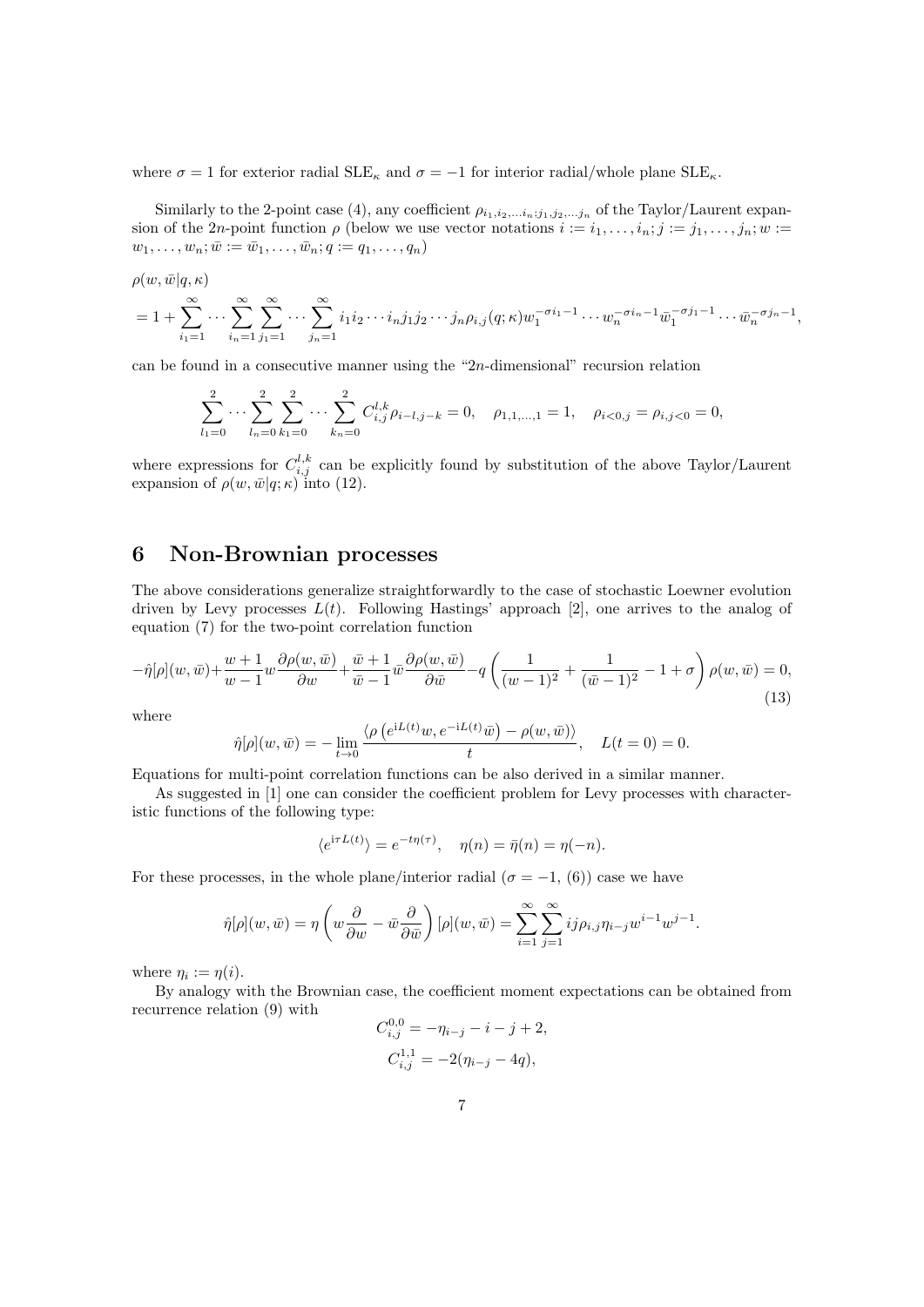where $\sigma = 1$ for exterior radial $\mathrm{SLE}_\kappa$ and $\sigma = -1$ for interior radial/whole plane $\mathrm{SLE}_\kappa$.

Similarly to the 2-point case (4), any coefficient $\rho_{i_1,i_2,\ldots i_n;j_1,j_2,\ldots j_n}$ of the Taylor/Laurent expansion of the $2n$-point function $\rho$ (below we use vector notations $i := i_1,\ldots,i_n; j := j_1,\ldots,j_n; w := w_1,\ldots,w_n; \bar{w} := \bar{w}_1,\ldots,\bar{w}_n; q := q_1,\ldots,q_n$)

$$\rho(w,\bar{w}|q,\kappa)$$

$$= 1 + \sum_{i_1=1}^{\infty}\cdots\sum_{i_n=1}^{\infty}\sum_{j_1=1}^{\infty}\cdots\sum_{j_n=1}^{\infty} i_1 i_2\cdots i_n j_1 j_2\cdots j_n \rho_{i,j}(q;\kappa) w_1^{-\sigma i_1-1}\cdots w_n^{-\sigma i_n-1}\bar{w}_1^{-\sigma j_1-1}\cdots\bar{w}_n^{-\sigma j_n-1},$$

can be found in a consecutive manner using the "$2n$-dimensional" recursion relation

$$\sum_{l_1=0}^{2}\cdots\sum_{l_n=0}^{2}\sum_{k_1=0}^{2}\cdots\sum_{k_n=0}^{2} C_{i,j}^{l,k}\rho_{i-l,j-k} = 0, \quad \rho_{1,1,\ldots,1} = 1, \quad \rho_{i<0,j} = \rho_{i,j<0} = 0,$$

where expressions for $C_{i,j}^{l,k}$ can be explicitly found by substitution of the above Taylor/Laurent expansion of $\rho(w,\bar{w}|q;\kappa)$ into (12).

## 6 Non-Brownian processes

The above considerations generalize straightforwardly to the case of stochastic Loewner evolution driven by Levy processes $L(t)$. Following Hastings' approach [2], one arrives to the analog of equation (7) for the two-point correlation function

$$-\hat{\eta}[\rho](w,\bar{w}) + \frac{w+1}{w-1}w\frac{\partial\rho(w,\bar{w})}{\partial w} + \frac{\bar{w}+1}{\bar{w}-1}\bar{w}\frac{\partial\rho(w,\bar{w})}{\partial\bar{w}} - q\left(\frac{1}{(w-1)^2} + \frac{1}{(\bar{w}-1)^2} - 1 + \sigma\right)\rho(w,\bar{w}) = 0, \tag{13}$$

where

$$\hat{\eta}[\rho](w,\bar{w}) = -\lim_{t\to 0}\frac{\left\langle\rho\left(e^{\mathrm{i}L(t)}w, e^{-\mathrm{i}L(t)}\bar{w}\right) - \rho(w,\bar{w})\right\rangle}{t}, \quad L(t=0) = 0.$$

Equations for multi-point correlation functions can be also derived in a similar manner.

As suggested in [1] one can consider the coefficient problem for Levy processes with characteristic functions of the following type:

$$\langle e^{\mathrm{i}\tau L(t)}\rangle = e^{-t\eta(\tau)}, \quad \eta(n) = \bar{\eta}(n) = \eta(-n).$$

For these processes, in the whole plane/interior radial ($\sigma = -1$, (6)) case we have

$$\hat{\eta}[\rho](w,\bar{w}) = \eta\left(w\frac{\partial}{\partial w} - \bar{w}\frac{\partial}{\partial\bar{w}}\right)[\rho](w,\bar{w}) = \sum_{i=1}^{\infty}\sum_{j=1}^{\infty} ij\rho_{i,j}\eta_{i-j}w^{i-1}w^{j-1}.$$

where $\eta_i := \eta(i)$.

By analogy with the Brownian case, the coefficient moment expectations can be obtained from recurrence relation (9) with

$$C_{i,j}^{0,0} = -\eta_{i-j} - i - j + 2,$$

$$C_{i,j}^{1,1} = -2(\eta_{i-j} - 4q),$$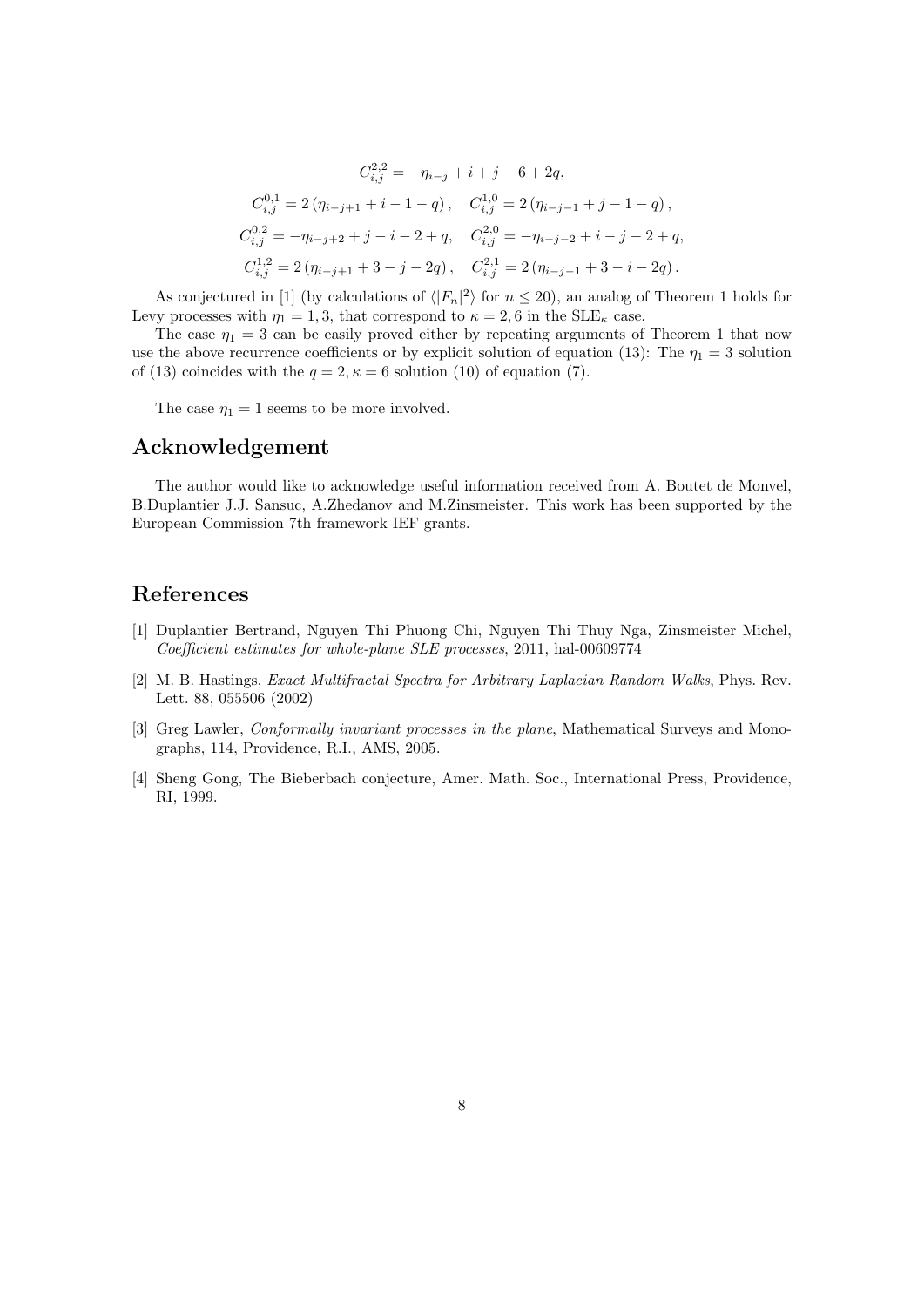$$C_{i,j}^{2,2} = -\eta_{i-j} + i + j - 6 + 2q,$$

$$C_{i,j}^{0,1} = 2\left(\eta_{i-j+1} + i - 1 - q\right), \quad C_{i,j}^{1,0} = 2\left(\eta_{i-j-1} + j - 1 - q\right),$$

$$C_{i,j}^{0,2} = -\eta_{i-j+2} + j - i - 2 + q, \quad C_{i,j}^{2,0} = -\eta_{i-j-2} + i - j - 2 + q,$$

$$C_{i,j}^{1,2} = 2\left(\eta_{i-j+1} + 3 - j - 2q\right), \quad C_{i,j}^{2,1} = 2\left(\eta_{i-j-1} + 3 - i - 2q\right).$$

As conjectured in [1] (by calculations of $\langle |F_n|^2 \rangle$ for $n \leq 20$), an analog of Theorem 1 holds for Levy processes with $\eta_1 = 1, 3$, that correspond to $\kappa = 2, 6$ in the $\mathrm{SLE}_\kappa$ case.

The case $\eta_1 = 3$ can be easily proved either by repeating arguments of Theorem 1 that now use the above recurrence coefficients or by explicit solution of equation (13): The $\eta_1 = 3$ solution of (13) coincides with the $q = 2, \kappa = 6$ solution (10) of equation (7).

The case $\eta_1 = 1$ seems to be more involved.

## Acknowledgement

The author would like to acknowledge useful information received from A. Boutet de Monvel, B.Duplantier J.J. Sansuc, A.Zhedanov and M.Zinsmeister. This work has been supported by the European Commission 7th framework IEF grants.

## References

[1] Duplantier Bertrand, Nguyen Thi Phuong Chi, Nguyen Thi Thuy Nga, Zinsmeister Michel, *Coefficient estimates for whole-plane SLE processes*, 2011, hal-00609774

[2] M. B. Hastings, *Exact Multifractal Spectra for Arbitrary Laplacian Random Walks*, Phys. Rev. Lett. 88, 055506 (2002)

[3] Greg Lawler, *Conformally invariant processes in the plane*, Mathematical Surveys and Monographs, 114, Providence, R.I., AMS, 2005.

[4] Sheng Gong, The Bieberbach conjecture, Amer. Math. Soc., International Press, Providence, RI, 1999.